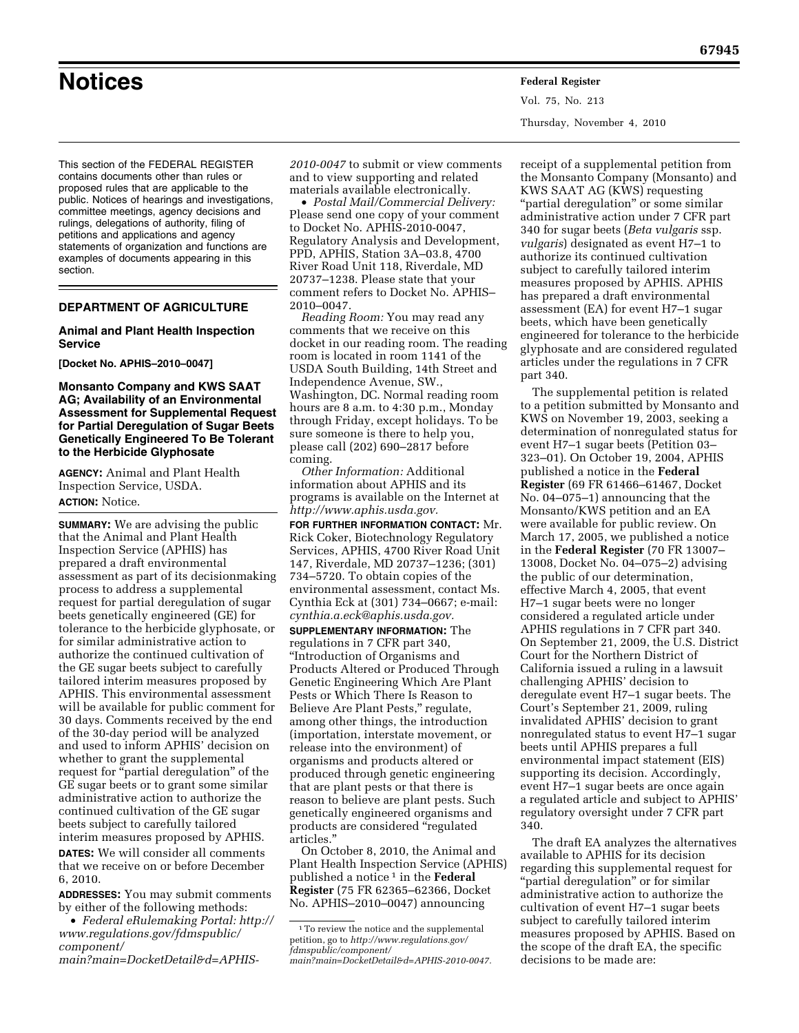# Notices

This section of the FEDERAL REGISTER contains documents other than rules or proposed rules that are applicable to the public. Notices of hearings and investigations, committee meetings, agency decisions and rulings, delegations of authority, filing of petitions and applications and agency statements of organization and functions are examples of documents appearing in this section.

## DEPARTMENT OF AGRICULTURE

### Animal and Plant Health Inspection Service

**[Docket No. APHIS–2010–0047]**

### Monsanto Company and KWS SAAT AG; Availability of an Environmental Assessment for Supplemental Request for Partial Deregulation of Sugar Beets Genetically Engineered To Be Tolerant to the Herbicide Glyphosate

**AGENCY:** Animal and Plant Health Inspection Service, USDA.

**ACTION:** Notice.

**SUMMARY:** We are advising the public that the Animal and Plant Health Inspection Service (APHIS) has prepared a draft environmental assessment as part of its decisionmaking process to address a supplemental request for partial deregulation of sugar beets genetically engineered (GE) for tolerance to the herbicide glyphosate, or for similar administrative action to authorize the continued cultivation of the GE sugar beets subject to carefully tailored interim measures proposed by APHIS. This environmental assessment will be available for public comment for 30 days. Comments received by the end of the 30-day period will be analyzed and used to inform APHIS' decision on whether to grant the supplemental request for "partial deregulation" of the GE sugar beets or to grant some similar administrative action to authorize the continued cultivation of the GE sugar beets subject to carefully tailored interim measures proposed by APHIS.

**DATES:** We will consider all comments that we receive on or before December 6, 2010.

**ADDRESSES:** You may submit comments by either of the following methods:

- *Federal eRulemaking Portal: http://www.regulations.gov/fdmspublic/component/main?main=DocketDetail&d=APHIS-2010-0047* to submit or view comments and to view supporting and related materials available electronically.
- *Postal Mail/Commercial Delivery:* Please send one copy of your comment to Docket No. APHIS-2010-0047, Regulatory Analysis and Development, PPD, APHIS, Station 3A–03.8, 4700 River Road Unit 118, Riverdale, MD 20737–1238. Please state that your comment refers to Docket No. APHIS–2010–0047.

*Reading Room:* You may read any comments that we receive on this docket in our reading room. The reading room is located in room 1141 of the USDA South Building, 14th Street and Independence Avenue, SW., Washington, DC. Normal reading room hours are 8 a.m. to 4:30 p.m., Monday through Friday, except holidays. To be sure someone is there to help you, please call (202) 690–2817 before coming.

*Other Information:* Additional information about APHIS and its programs is available on the Internet at *http://www.aphis.usda.gov.*

**FOR FURTHER INFORMATION CONTACT:** Mr. Rick Coker, Biotechnology Regulatory Services, APHIS, 4700 River Road Unit 147, Riverdale, MD 20737–1236; (301) 734–5720. To obtain copies of the environmental assessment, contact Ms. Cynthia Eck at (301) 734–0667; e-mail: *cynthia.a.eck@aphis.usda.gov.*

**SUPPLEMENTARY INFORMATION:** The regulations in 7 CFR part 340, "Introduction of Organisms and Products Altered or Produced Through Genetic Engineering Which Are Plant Pests or Which There Is Reason to Believe Are Plant Pests," regulate, among other things, the introduction (importation, interstate movement, or release into the environment) of organisms and products altered or produced through genetic engineering that are plant pests or that there is reason to believe are plant pests. Such genetically engineered organisms and products are considered "regulated articles."

On October 8, 2010, the Animal and Plant Health Inspection Service (APHIS) published a notice [1] in the **Federal Register** (75 FR 62365–62366, Docket No. APHIS–2010–0047) announcing receipt of a supplemental petition from the Monsanto Company (Monsanto) and KWS SAAT AG (KWS) requesting "partial deregulation" or some similar administrative action under 7 CFR part 340 for sugar beets (*Beta vulgaris* ssp. *vulgaris*) designated as event H7–1 to authorize its continued cultivation subject to carefully tailored interim measures proposed by APHIS. APHIS has prepared a draft environmental assessment (EA) for event H7–1 sugar beets, which have been genetically engineered for tolerance to the herbicide glyphosate and are considered regulated articles under the regulations in 7 CFR part 340.

The supplemental petition is related to a petition submitted by Monsanto and KWS on November 19, 2003, seeking a determination of nonregulated status for event H7–1 sugar beets (Petition 03–323–01). On October 19, 2004, APHIS published a notice in the **Federal Register** (69 FR 61466–61467, Docket No. 04–075–1) announcing that the Monsanto/KWS petition and an EA were available for public review. On March 17, 2005, we published a notice in the **Federal Register** (70 FR 13007–13008, Docket No. 04–075–2) advising the public of our determination, effective March 4, 2005, that event H7–1 sugar beets were no longer considered a regulated article under APHIS regulations in 7 CFR part 340. On September 21, 2009, the U.S. District Court for the Northern District of California issued a ruling in a lawsuit challenging APHIS' decision to deregulate event H7–1 sugar beets. The Court's September 21, 2009, ruling invalidated APHIS' decision to grant nonregulated status to event H7–1 sugar beets until APHIS prepares a full environmental impact statement (EIS) supporting its decision. Accordingly, event H7–1 sugar beets are once again a regulated article and subject to APHIS' regulatory oversight under 7 CFR part 340.

The draft EA analyzes the alternatives available to APHIS for its decision regarding this supplemental request for "partial deregulation" or for similar administrative action to authorize the cultivation of event H7–1 sugar beets subject to carefully tailored interim measures proposed by APHIS. Based on the scope of the draft EA, the specific decisions to be made are:

[1] To review the notice and the supplemental petition, go to *http://www.regulations.gov/fdmspublic/component/main?main=DocketDetail&d=APHIS-2010-0047.*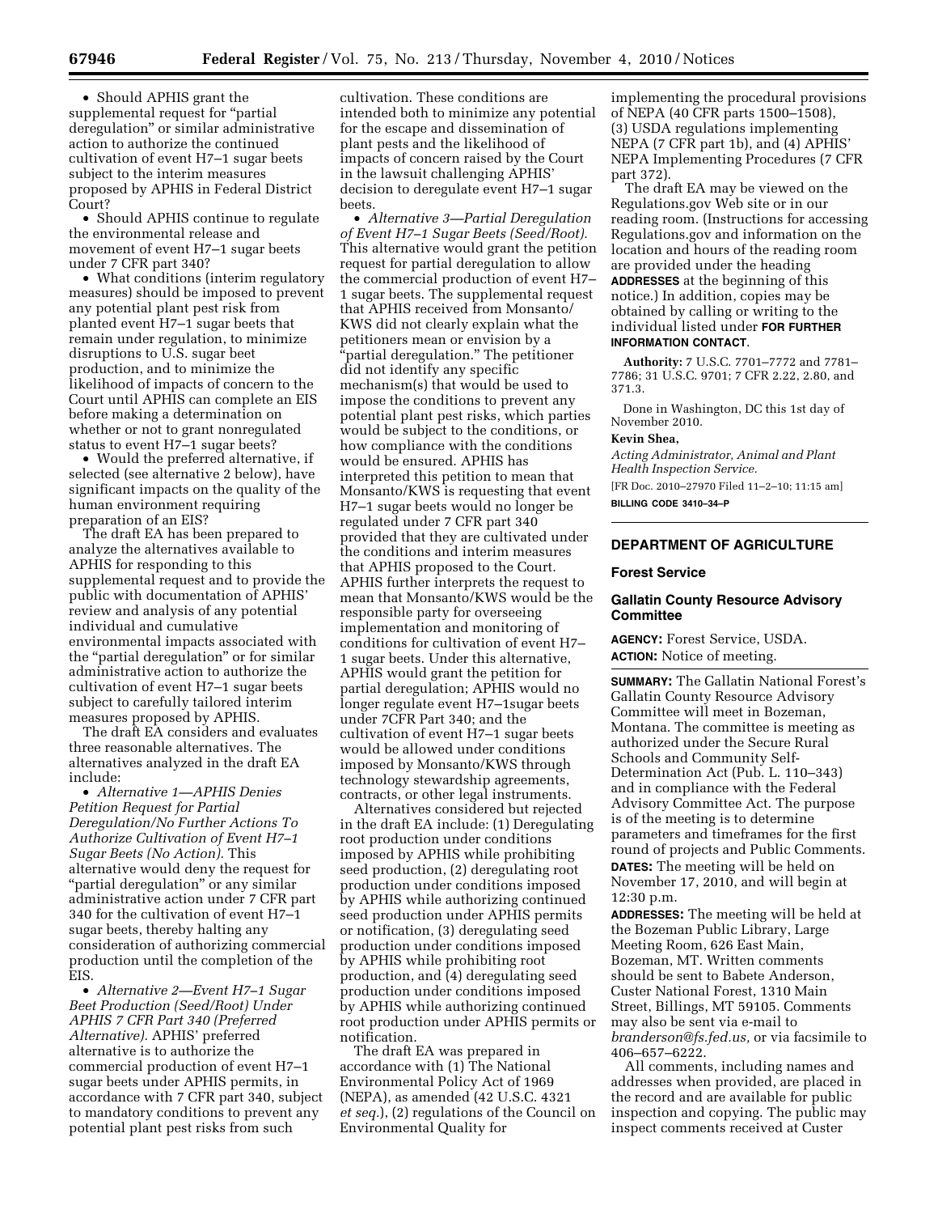• Should APHIS grant the supplemental request for "partial deregulation" or similar administrative action to authorize the continued cultivation of event H7–1 sugar beets subject to the interim measures proposed by APHIS in Federal District Court?

• Should APHIS continue to regulate the environmental release and movement of event H7–1 sugar beets under 7 CFR part 340?

• What conditions (interim regulatory measures) should be imposed to prevent any potential plant pest risk from planted event H7–1 sugar beets that remain under regulation, to minimize disruptions to U.S. sugar beet production, and to minimize the likelihood of impacts of concern to the Court until APHIS can complete an EIS before making a determination on whether or not to grant nonregulated status to event H7–1 sugar beets?

• Would the preferred alternative, if selected (see alternative 2 below), have significant impacts on the quality of the human environment requiring preparation of an EIS?

The draft EA has been prepared to analyze the alternatives available to APHIS for responding to this supplemental request and to provide the public with documentation of APHIS' review and analysis of any potential individual and cumulative environmental impacts associated with the "partial deregulation" or for similar administrative action to authorize the cultivation of event H7–1 sugar beets subject to carefully tailored interim measures proposed by APHIS.

The draft EA considers and evaluates three reasonable alternatives. The alternatives analyzed in the draft EA include:

• *Alternative 1—APHIS Denies Petition Request for Partial Deregulation/No Further Actions To Authorize Cultivation of Event H7–1 Sugar Beets (No Action).* This alternative would deny the request for "partial deregulation" or any similar administrative action under 7 CFR part 340 for the cultivation of event H7–1 sugar beets, thereby halting any consideration of authorizing commercial production until the completion of the EIS.

• *Alternative 2—Event H7–1 Sugar Beet Production (Seed/Root) Under APHIS 7 CFR Part 340 (Preferred Alternative).* APHIS' preferred alternative is to authorize the commercial production of event H7–1 sugar beets under APHIS permits, in accordance with 7 CFR part 340, subject to mandatory conditions to prevent any potential plant pest risks from such cultivation. These conditions are intended both to minimize any potential for the escape and dissemination of plant pests and the likelihood of impacts of concern raised by the Court in the lawsuit challenging APHIS' decision to deregulate event H7–1 sugar beets.

• *Alternative 3—Partial Deregulation of Event H7–1 Sugar Beets (Seed/Root).* This alternative would grant the petition request for partial deregulation to allow the commercial production of event H7–1 sugar beets. The supplemental request that APHIS received from Monsanto/KWS did not clearly explain what the petitioners mean or envision by a "partial deregulation." The petitioner did not identify any specific mechanism(s) that would be used to impose the conditions to prevent any potential plant pest risks, which parties would be subject to the conditions, or how compliance with the conditions would be ensured. APHIS has interpreted this petition to mean that Monsanto/KWS is requesting that event H7–1 sugar beets would no longer be regulated under 7 CFR part 340 provided that they are cultivated under the conditions and interim measures that APHIS proposed to the Court. APHIS further interprets the request to mean that Monsanto/KWS would be the responsible party for overseeing implementation and monitoring of conditions for cultivation of event H7–1 sugar beets. Under this alternative, APHIS would grant the petition for partial deregulation; APHIS would no longer regulate event H7–1sugar beets under 7CFR Part 340; and the cultivation of event H7–1 sugar beets would be allowed under conditions imposed by Monsanto/KWS through technology stewardship agreements, contracts, or other legal instruments.

Alternatives considered but rejected in the draft EA include: (1) Deregulating root production under conditions imposed by APHIS while prohibiting seed production, (2) deregulating root production under conditions imposed by APHIS while authorizing continued seed production under APHIS permits or notification, (3) deregulating seed production under conditions imposed by APHIS while prohibiting root production, and (4) deregulating seed production under conditions imposed by APHIS while authorizing continued root production under APHIS permits or notification.

The draft EA was prepared in accordance with (1) The National Environmental Policy Act of 1969 (NEPA), as amended (42 U.S.C. 4321 *et seq.*), (2) regulations of the Council on Environmental Quality for implementing the procedural provisions of NEPA (40 CFR parts 1500–1508), (3) USDA regulations implementing NEPA (7 CFR part 1b), and (4) APHIS' NEPA Implementing Procedures (7 CFR part 372).

The draft EA may be viewed on the Regulations.gov Web site or in our reading room. (Instructions for accessing Regulations.gov and information on the location and hours of the reading room are provided under the heading **ADDRESSES** at the beginning of this notice.) In addition, copies may be obtained by calling or writing to the individual listed under **FOR FURTHER INFORMATION CONTACT**.

**Authority:** 7 U.S.C. 7701–7772 and 7781–7786; 31 U.S.C. 9701; 7 CFR 2.22, 2.80, and 371.3.

Done in Washington, DC this 1st day of November 2010.

**Kevin Shea,**

*Acting Administrator, Animal and Plant Health Inspection Service.*

[FR Doc. 2010–27970 Filed 11–2–10; 11:15 am]

**BILLING CODE 3410–34–P**

## DEPARTMENT OF AGRICULTURE

### Forest Service

### Gallatin County Resource Advisory Committee

**AGENCY:** Forest Service, USDA.

**ACTION:** Notice of meeting.

**SUMMARY:** The Gallatin National Forest's Gallatin County Resource Advisory Committee will meet in Bozeman, Montana. The committee is meeting as authorized under the Secure Rural Schools and Community Self-Determination Act (Pub. L. 110–343) and in compliance with the Federal Advisory Committee Act. The purpose is of the meeting is to determine parameters and timeframes for the first round of projects and Public Comments.

**DATES:** The meeting will be held on November 17, 2010, and will begin at 12:30 p.m.

**ADDRESSES:** The meeting will be held at the Bozeman Public Library, Large Meeting Room, 626 East Main, Bozeman, MT. Written comments should be sent to Babete Anderson, Custer National Forest, 1310 Main Street, Billings, MT 59105. Comments may also be sent via e-mail to *branderson@fs.fed.us,* or via facsimile to 406–657–6222.

All comments, including names and addresses when provided, are placed in the record and are available for public inspection and copying. The public may inspect comments received at Custer